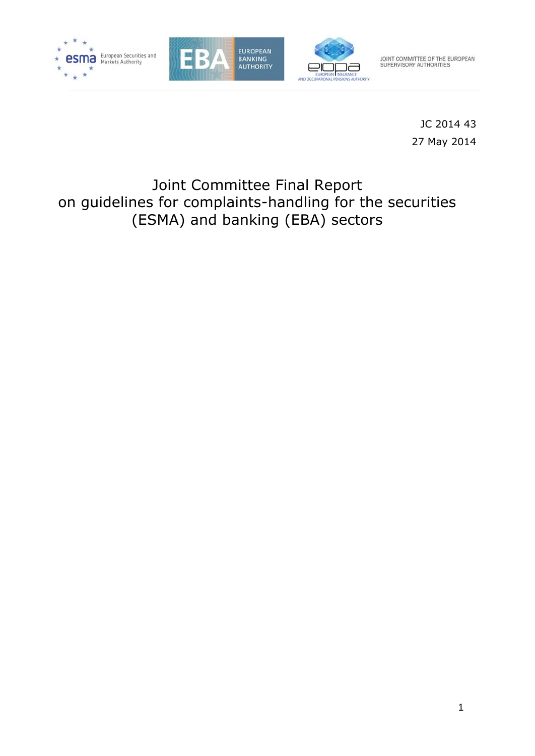European Securities and Markets Authority | EUROPEAN BANKING AUTHORITY | EUROPEAN INSURANCE AND OCCUPATIONAL PENSIONS AUTHORITY | JOINT COMMITTEE OF THE EUROPEAN SUPERVISORY AUTHORITIES

JC 2014 43

27 May 2014

# Joint Committee Final Report on guidelines for complaints-handling for the securities (ESMA) and banking (EBA) sectors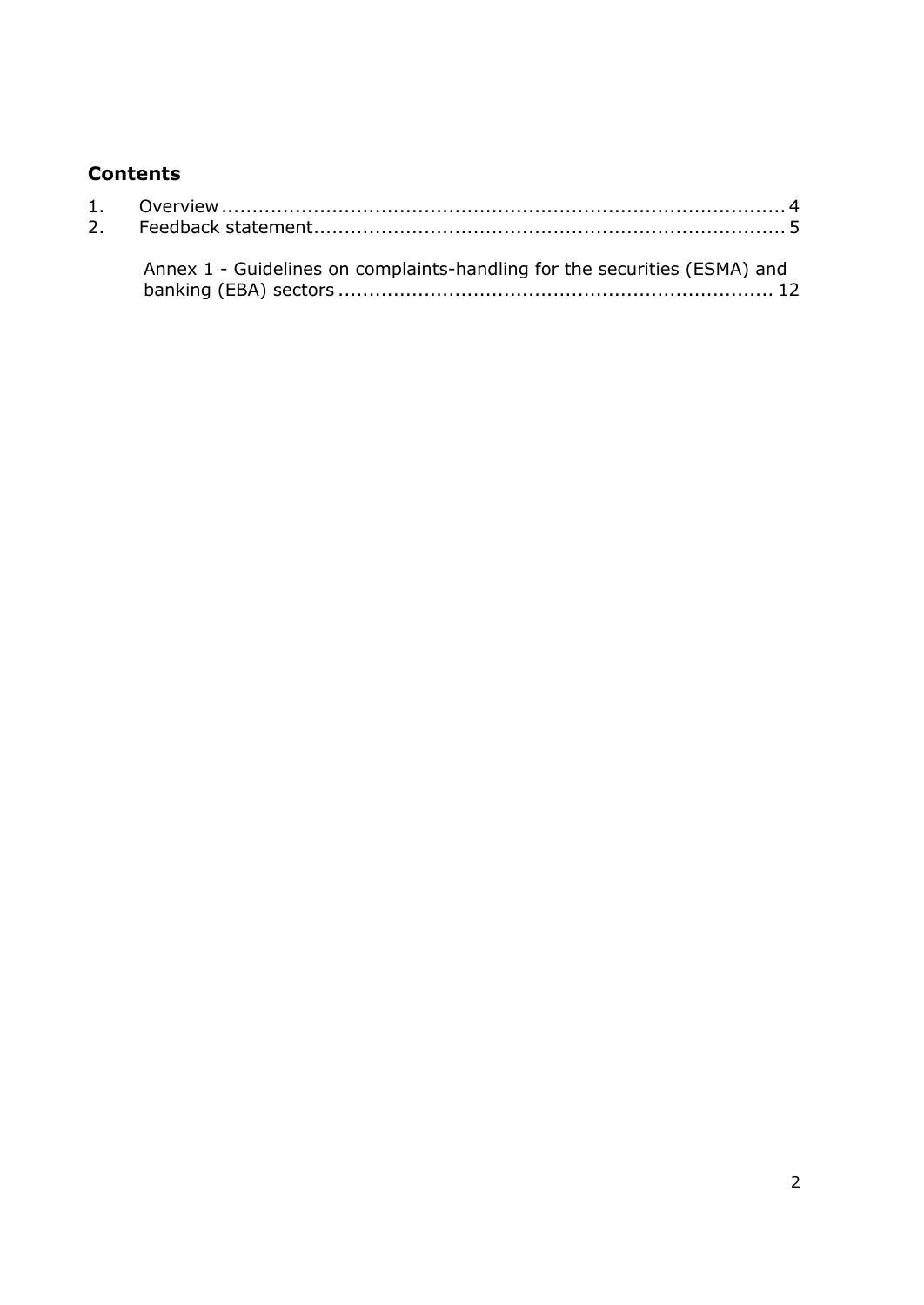## Contents

1. Overview ........................................................................................ 4
2. Feedback statement......................................................................... 5

Annex 1 - Guidelines on complaints-handling for the securities (ESMA) and banking (EBA) sectors ....................................................................... 12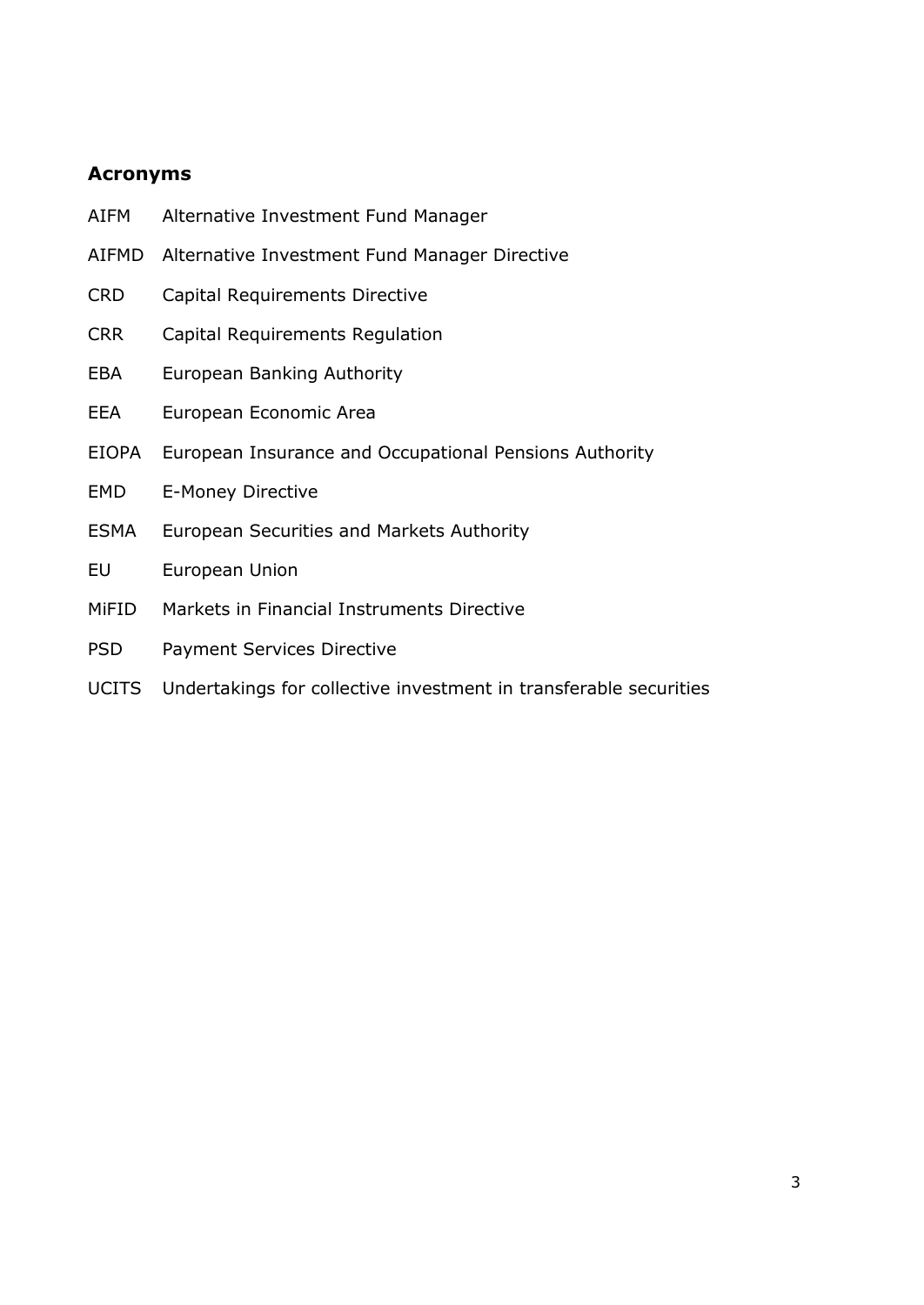## Acronyms

| | |
|---|---|
| AIFM | Alternative Investment Fund Manager |
| AIFMD | Alternative Investment Fund Manager Directive |
| CRD | Capital Requirements Directive |
| CRR | Capital Requirements Regulation |
| EBA | European Banking Authority |
| EEA | European Economic Area |
| EIOPA | European Insurance and Occupational Pensions Authority |
| EMD | E-Money Directive |
| ESMA | European Securities and Markets Authority |
| EU | European Union |
| MiFID | Markets in Financial Instruments Directive |
| PSD | Payment Services Directive |
| UCITS | Undertakings for collective investment in transferable securities |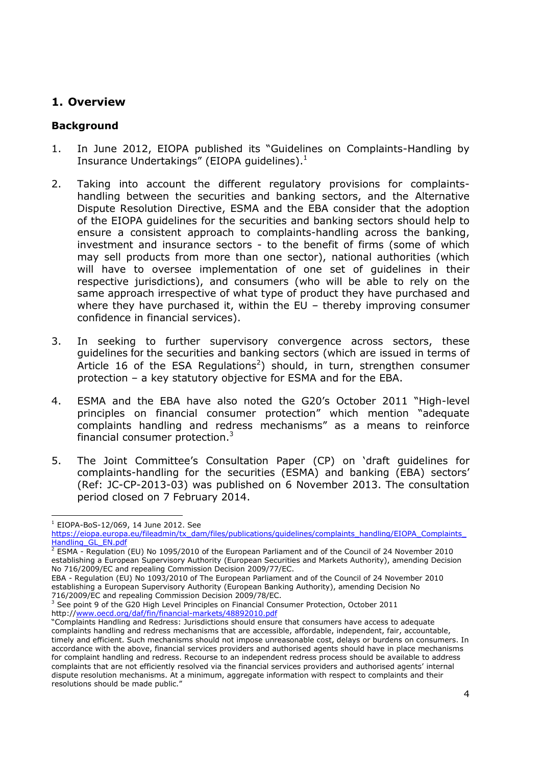# 1. Overview

## Background

1. In June 2012, EIOPA published its "Guidelines on Complaints-Handling by Insurance Undertakings" (EIOPA guidelines).[1]

2. Taking into account the different regulatory provisions for complaints-handling between the securities and banking sectors, and the Alternative Dispute Resolution Directive, ESMA and the EBA consider that the adoption of the EIOPA guidelines for the securities and banking sectors should help to ensure a consistent approach to complaints-handling across the banking, investment and insurance sectors - to the benefit of firms (some of which may sell products from more than one sector), national authorities (which will have to oversee implementation of one set of guidelines in their respective jurisdictions), and consumers (who will be able to rely on the same approach irrespective of what type of product they have purchased and where they have purchased it, within the EU – thereby improving consumer confidence in financial services).

3. In seeking to further supervisory convergence across sectors, these guidelines for the securities and banking sectors (which are issued in terms of Article 16 of the ESA Regulations[2]) should, in turn, strengthen consumer protection – a key statutory objective for ESMA and for the EBA.

4. ESMA and the EBA have also noted the G20's October 2011 "High-level principles on financial consumer protection" which mention "adequate complaints handling and redress mechanisms" as a means to reinforce financial consumer protection.[3]

5. The Joint Committee's Consultation Paper (CP) on 'draft guidelines for complaints-handling for the securities (ESMA) and banking (EBA) sectors' (Ref: JC-CP-2013-03) was published on 6 November 2013. The consultation period closed on 7 February 2014.

---

[1] EIOPA-BoS-12/069, 14 June 2012. See https://eiopa.europa.eu/fileadmin/tx_dam/files/publications/guidelines/complaints_handling/EIOPA_Complaints_Handling_GL_EN.pdf

[2] ESMA - Regulation (EU) No 1095/2010 of the European Parliament and of the Council of 24 November 2010 establishing a European Supervisory Authority (European Securities and Markets Authority), amending Decision No 716/2009/EC and repealing Commission Decision 2009/77/EC.
EBA - Regulation (EU) No 1093/2010 of The European Parliament and of the Council of 24 November 2010 establishing a European Supervisory Authority (European Banking Authority), amending Decision No 716/2009/EC and repealing Commission Decision 2009/78/EC.

[3] See point 9 of the G20 High Level Principles on Financial Consumer Protection, October 2011 http://www.oecd.org/daf/fin/financial-markets/48892010.pdf
"Complaints Handling and Redress: Jurisdictions should ensure that consumers have access to adequate complaints handling and redress mechanisms that are accessible, affordable, independent, fair, accountable, timely and efficient. Such mechanisms should not impose unreasonable cost, delays or burdens on consumers. In accordance with the above, financial services providers and authorised agents should have in place mechanisms for complaint handling and redress. Recourse to an independent redress process should be available to address complaints that are not efficiently resolved via the financial services providers and authorised agents' internal dispute resolution mechanisms. At a minimum, aggregate information with respect to complaints and their resolutions should be made public."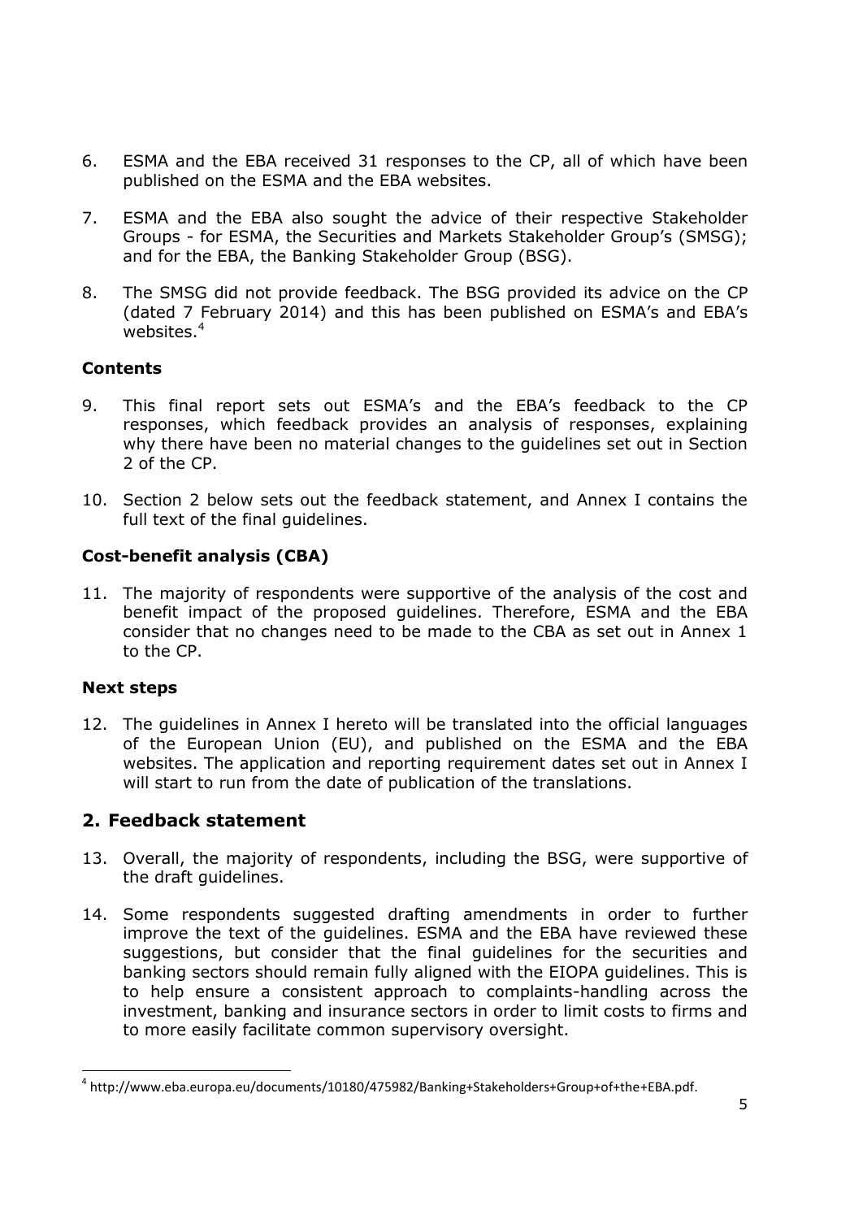6. ESMA and the EBA received 31 responses to the CP, all of which have been published on the ESMA and the EBA websites.

7. ESMA and the EBA also sought the advice of their respective Stakeholder Groups - for ESMA, the Securities and Markets Stakeholder Group's (SMSG); and for the EBA, the Banking Stakeholder Group (BSG).

8. The SMSG did not provide feedback. The BSG provided its advice on the CP (dated 7 February 2014) and this has been published on ESMA's and EBA's websites.[4]

**Contents**

9. This final report sets out ESMA's and the EBA's feedback to the CP responses, which feedback provides an analysis of responses, explaining why there have been no material changes to the guidelines set out in Section 2 of the CP.

10. Section 2 below sets out the feedback statement, and Annex I contains the full text of the final guidelines.

**Cost-benefit analysis (CBA)**

11. The majority of respondents were supportive of the analysis of the cost and benefit impact of the proposed guidelines. Therefore, ESMA and the EBA consider that no changes need to be made to the CBA as set out in Annex 1 to the CP.

**Next steps**

12. The guidelines in Annex I hereto will be translated into the official languages of the European Union (EU), and published on the ESMA and the EBA websites. The application and reporting requirement dates set out in Annex I will start to run from the date of publication of the translations.

## 2. Feedback statement

13. Overall, the majority of respondents, including the BSG, were supportive of the draft guidelines.

14. Some respondents suggested drafting amendments in order to further improve the text of the guidelines. ESMA and the EBA have reviewed these suggestions, but consider that the final guidelines for the securities and banking sectors should remain fully aligned with the EIOPA guidelines. This is to help ensure a consistent approach to complaints-handling across the investment, banking and insurance sectors in order to limit costs to firms and to more easily facilitate common supervisory oversight.

[4] http://www.eba.europa.eu/documents/10180/475982/Banking+Stakeholders+Group+of+the+EBA.pdf.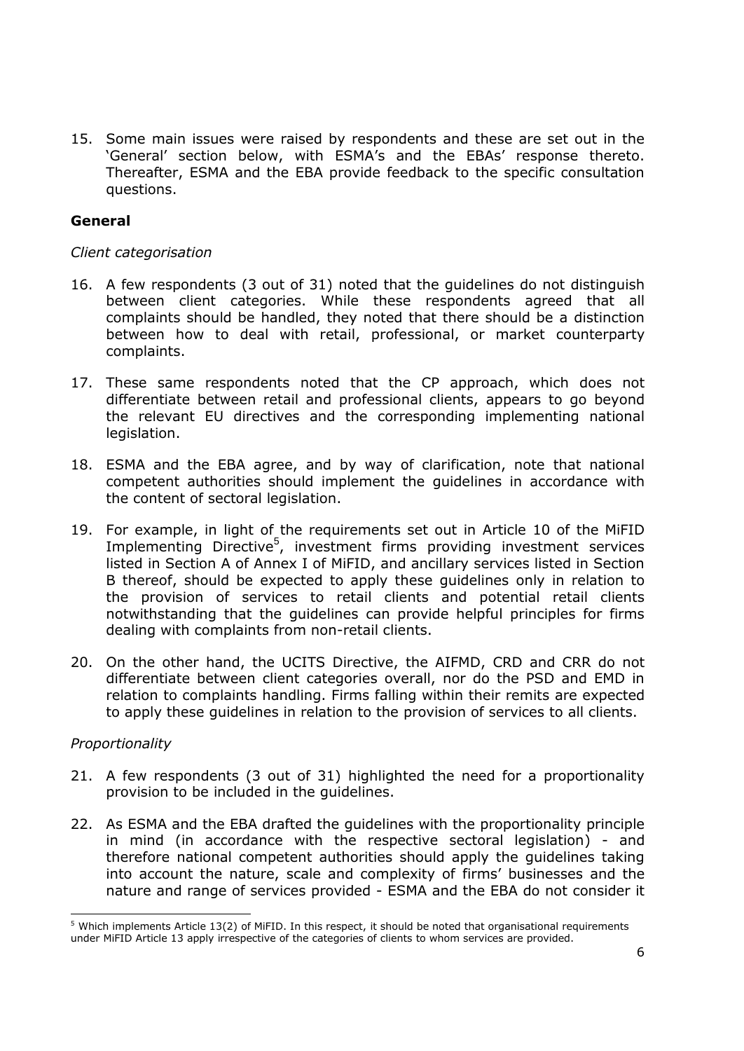15. Some main issues were raised by respondents and these are set out in the 'General' section below, with ESMA's and the EBAs' response thereto. Thereafter, ESMA and the EBA provide feedback to the specific consultation questions.

### General

*Client categorisation*

16. A few respondents (3 out of 31) noted that the guidelines do not distinguish between client categories. While these respondents agreed that all complaints should be handled, they noted that there should be a distinction between how to deal with retail, professional, or market counterparty complaints.

17. These same respondents noted that the CP approach, which does not differentiate between retail and professional clients, appears to go beyond the relevant EU directives and the corresponding implementing national legislation.

18. ESMA and the EBA agree, and by way of clarification, note that national competent authorities should implement the guidelines in accordance with the content of sectoral legislation.

19. For example, in light of the requirements set out in Article 10 of the MiFID Implementing Directive[5], investment firms providing investment services listed in Section A of Annex I of MiFID, and ancillary services listed in Section B thereof, should be expected to apply these guidelines only in relation to the provision of services to retail clients and potential retail clients notwithstanding that the guidelines can provide helpful principles for firms dealing with complaints from non-retail clients.

20. On the other hand, the UCITS Directive, the AIFMD, CRD and CRR do not differentiate between client categories overall, nor do the PSD and EMD in relation to complaints handling. Firms falling within their remits are expected to apply these guidelines in relation to the provision of services to all clients.

*Proportionality*

21. A few respondents (3 out of 31) highlighted the need for a proportionality provision to be included in the guidelines.

22. As ESMA and the EBA drafted the guidelines with the proportionality principle in mind (in accordance with the respective sectoral legislation) - and therefore national competent authorities should apply the guidelines taking into account the nature, scale and complexity of firms' businesses and the nature and range of services provided - ESMA and the EBA do not consider it

[5] Which implements Article 13(2) of MiFID. In this respect, it should be noted that organisational requirements under MiFID Article 13 apply irrespective of the categories of clients to whom services are provided.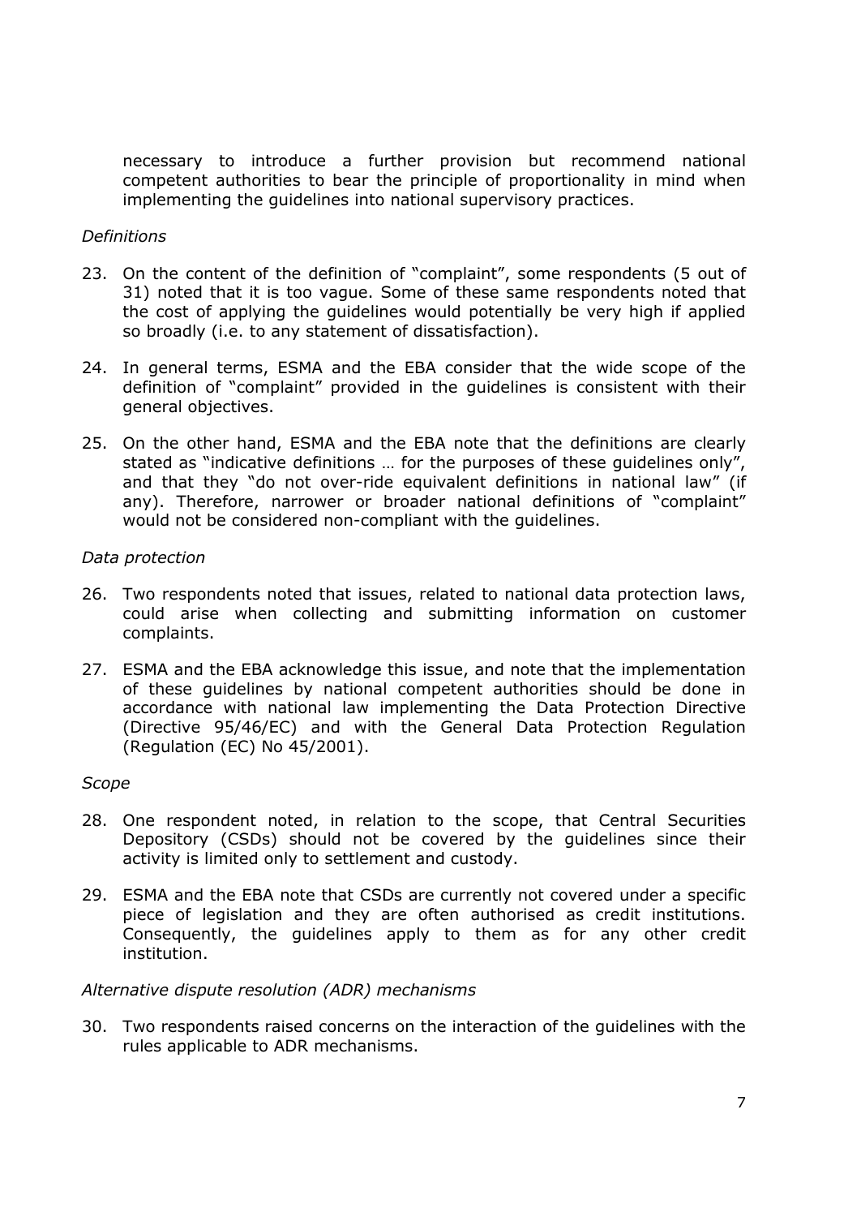necessary to introduce a further provision but recommend national competent authorities to bear the principle of proportionality in mind when implementing the guidelines into national supervisory practices.

*Definitions*

23. On the content of the definition of "complaint", some respondents (5 out of 31) noted that it is too vague. Some of these same respondents noted that the cost of applying the guidelines would potentially be very high if applied so broadly (i.e. to any statement of dissatisfaction).

24. In general terms, ESMA and the EBA consider that the wide scope of the definition of "complaint" provided in the guidelines is consistent with their general objectives.

25. On the other hand, ESMA and the EBA note that the definitions are clearly stated as "indicative definitions … for the purposes of these guidelines only", and that they "do not over-ride equivalent definitions in national law" (if any). Therefore, narrower or broader national definitions of "complaint" would not be considered non-compliant with the guidelines.

*Data protection*

26. Two respondents noted that issues, related to national data protection laws, could arise when collecting and submitting information on customer complaints.

27. ESMA and the EBA acknowledge this issue, and note that the implementation of these guidelines by national competent authorities should be done in accordance with national law implementing the Data Protection Directive (Directive 95/46/EC) and with the General Data Protection Regulation (Regulation (EC) No 45/2001).

*Scope*

28. One respondent noted, in relation to the scope, that Central Securities Depository (CSDs) should not be covered by the guidelines since their activity is limited only to settlement and custody.

29. ESMA and the EBA note that CSDs are currently not covered under a specific piece of legislation and they are often authorised as credit institutions. Consequently, the guidelines apply to them as for any other credit institution.

*Alternative dispute resolution (ADR) mechanisms*

30. Two respondents raised concerns on the interaction of the guidelines with the rules applicable to ADR mechanisms.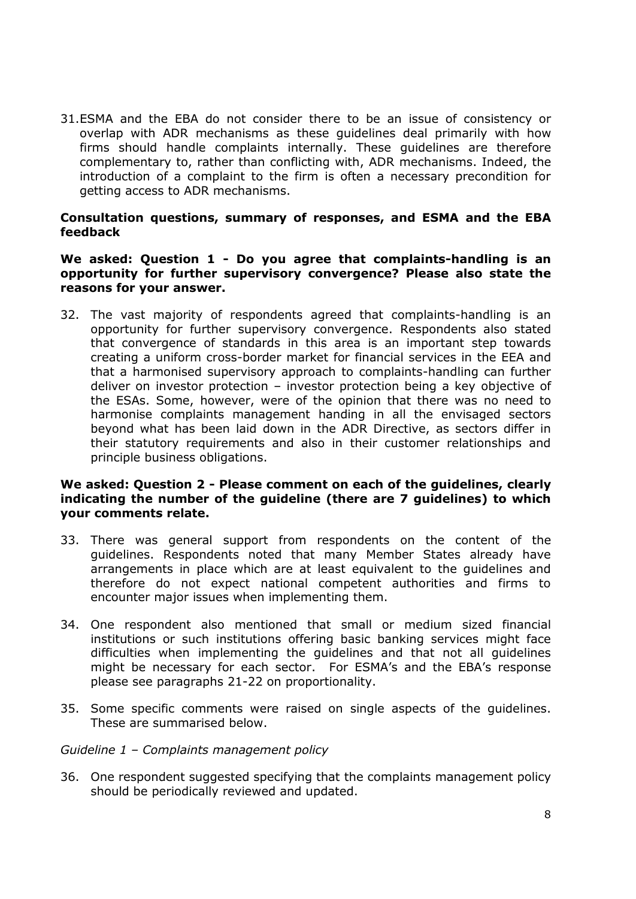31. ESMA and the EBA do not consider there to be an issue of consistency or overlap with ADR mechanisms as these guidelines deal primarily with how firms should handle complaints internally. These guidelines are therefore complementary to, rather than conflicting with, ADR mechanisms. Indeed, the introduction of a complaint to the firm is often a necessary precondition for getting access to ADR mechanisms.

**Consultation questions, summary of responses, and ESMA and the EBA feedback**

**We asked: Question 1 - Do you agree that complaints-handling is an opportunity for further supervisory convergence? Please also state the reasons for your answer.**

32. The vast majority of respondents agreed that complaints-handling is an opportunity for further supervisory convergence. Respondents also stated that convergence of standards in this area is an important step towards creating a uniform cross-border market for financial services in the EEA and that a harmonised supervisory approach to complaints-handling can further deliver on investor protection – investor protection being a key objective of the ESAs. Some, however, were of the opinion that there was no need to harmonise complaints management handing in all the envisaged sectors beyond what has been laid down in the ADR Directive, as sectors differ in their statutory requirements and also in their customer relationships and principle business obligations.

**We asked: Question 2 - Please comment on each of the guidelines, clearly indicating the number of the guideline (there are 7 guidelines) to which your comments relate.**

33. There was general support from respondents on the content of the guidelines. Respondents noted that many Member States already have arrangements in place which are at least equivalent to the guidelines and therefore do not expect national competent authorities and firms to encounter major issues when implementing them.

34. One respondent also mentioned that small or medium sized financial institutions or such institutions offering basic banking services might face difficulties when implementing the guidelines and that not all guidelines might be necessary for each sector. For ESMA's and the EBA's response please see paragraphs 21-22 on proportionality.

35. Some specific comments were raised on single aspects of the guidelines. These are summarised below.

*Guideline 1 – Complaints management policy*

36. One respondent suggested specifying that the complaints management policy should be periodically reviewed and updated.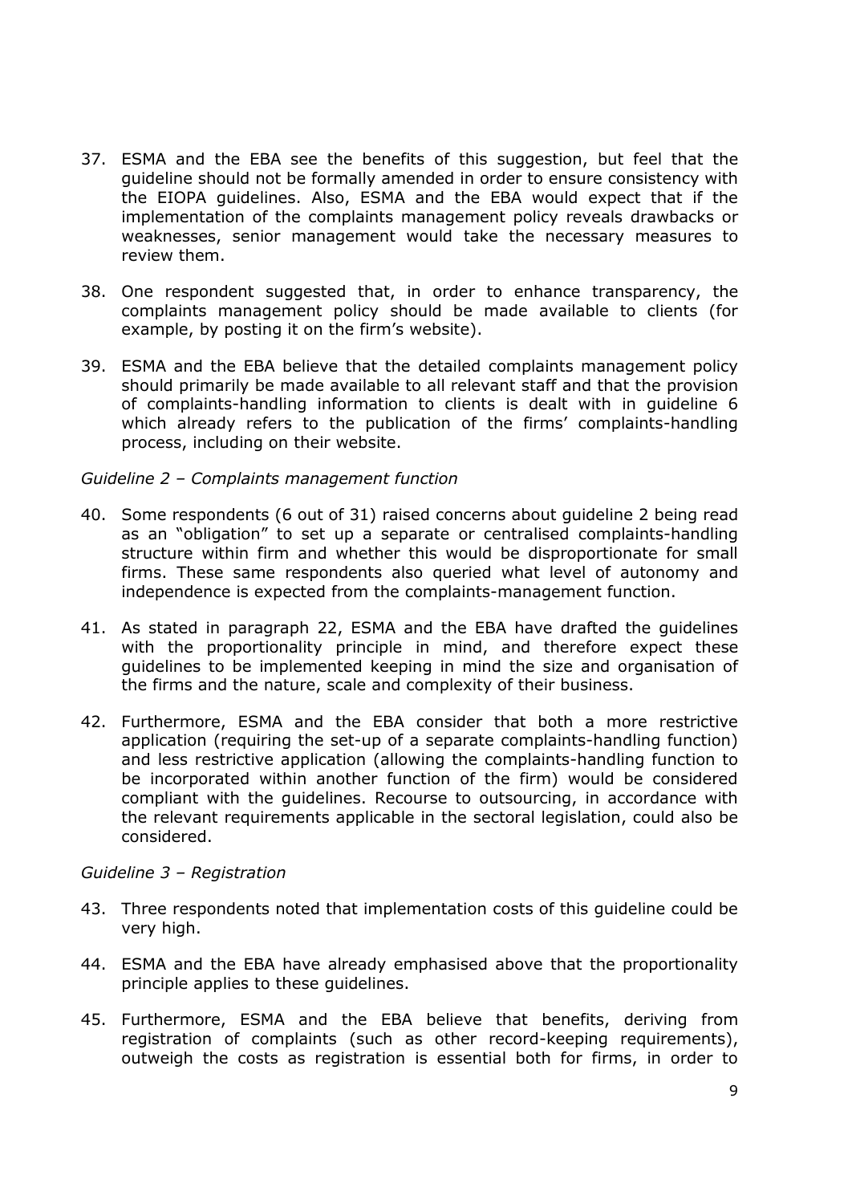37. ESMA and the EBA see the benefits of this suggestion, but feel that the guideline should not be formally amended in order to ensure consistency with the EIOPA guidelines. Also, ESMA and the EBA would expect that if the implementation of the complaints management policy reveals drawbacks or weaknesses, senior management would take the necessary measures to review them.

38. One respondent suggested that, in order to enhance transparency, the complaints management policy should be made available to clients (for example, by posting it on the firm's website).

39. ESMA and the EBA believe that the detailed complaints management policy should primarily be made available to all relevant staff and that the provision of complaints-handling information to clients is dealt with in guideline 6 which already refers to the publication of the firms' complaints-handling process, including on their website.

*Guideline 2 – Complaints management function*

40. Some respondents (6 out of 31) raised concerns about guideline 2 being read as an "obligation" to set up a separate or centralised complaints-handling structure within firm and whether this would be disproportionate for small firms. These same respondents also queried what level of autonomy and independence is expected from the complaints-management function.

41. As stated in paragraph 22, ESMA and the EBA have drafted the guidelines with the proportionality principle in mind, and therefore expect these guidelines to be implemented keeping in mind the size and organisation of the firms and the nature, scale and complexity of their business.

42. Furthermore, ESMA and the EBA consider that both a more restrictive application (requiring the set-up of a separate complaints-handling function) and less restrictive application (allowing the complaints-handling function to be incorporated within another function of the firm) would be considered compliant with the guidelines. Recourse to outsourcing, in accordance with the relevant requirements applicable in the sectoral legislation, could also be considered.

*Guideline 3 – Registration*

43. Three respondents noted that implementation costs of this guideline could be very high.

44. ESMA and the EBA have already emphasised above that the proportionality principle applies to these guidelines.

45. Furthermore, ESMA and the EBA believe that benefits, deriving from registration of complaints (such as other record-keeping requirements), outweigh the costs as registration is essential both for firms, in order to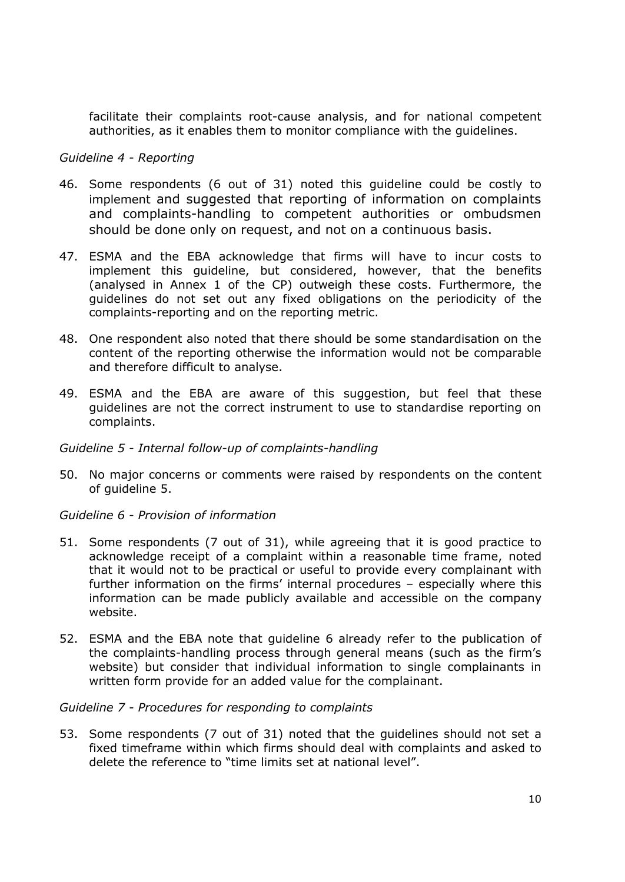facilitate their complaints root-cause analysis, and for national competent authorities, as it enables them to monitor compliance with the guidelines.

*Guideline 4 - Reporting*

46. Some respondents (6 out of 31) noted this guideline could be costly to implement and suggested that reporting of information on complaints and complaints-handling to competent authorities or ombudsmen should be done only on request, and not on a continuous basis.

47. ESMA and the EBA acknowledge that firms will have to incur costs to implement this guideline, but considered, however, that the benefits (analysed in Annex 1 of the CP) outweigh these costs. Furthermore, the guidelines do not set out any fixed obligations on the periodicity of the complaints-reporting and on the reporting metric.

48. One respondent also noted that there should be some standardisation on the content of the reporting otherwise the information would not be comparable and therefore difficult to analyse.

49. ESMA and the EBA are aware of this suggestion, but feel that these guidelines are not the correct instrument to use to standardise reporting on complaints.

*Guideline 5 - Internal follow-up of complaints-handling*

50. No major concerns or comments were raised by respondents on the content of guideline 5.

*Guideline 6 - Provision of information*

51. Some respondents (7 out of 31), while agreeing that it is good practice to acknowledge receipt of a complaint within a reasonable time frame, noted that it would not to be practical or useful to provide every complainant with further information on the firms' internal procedures – especially where this information can be made publicly available and accessible on the company website.

52. ESMA and the EBA note that guideline 6 already refer to the publication of the complaints-handling process through general means (such as the firm's website) but consider that individual information to single complainants in written form provide for an added value for the complainant.

*Guideline 7 - Procedures for responding to complaints*

53. Some respondents (7 out of 31) noted that the guidelines should not set a fixed timeframe within which firms should deal with complaints and asked to delete the reference to "time limits set at national level".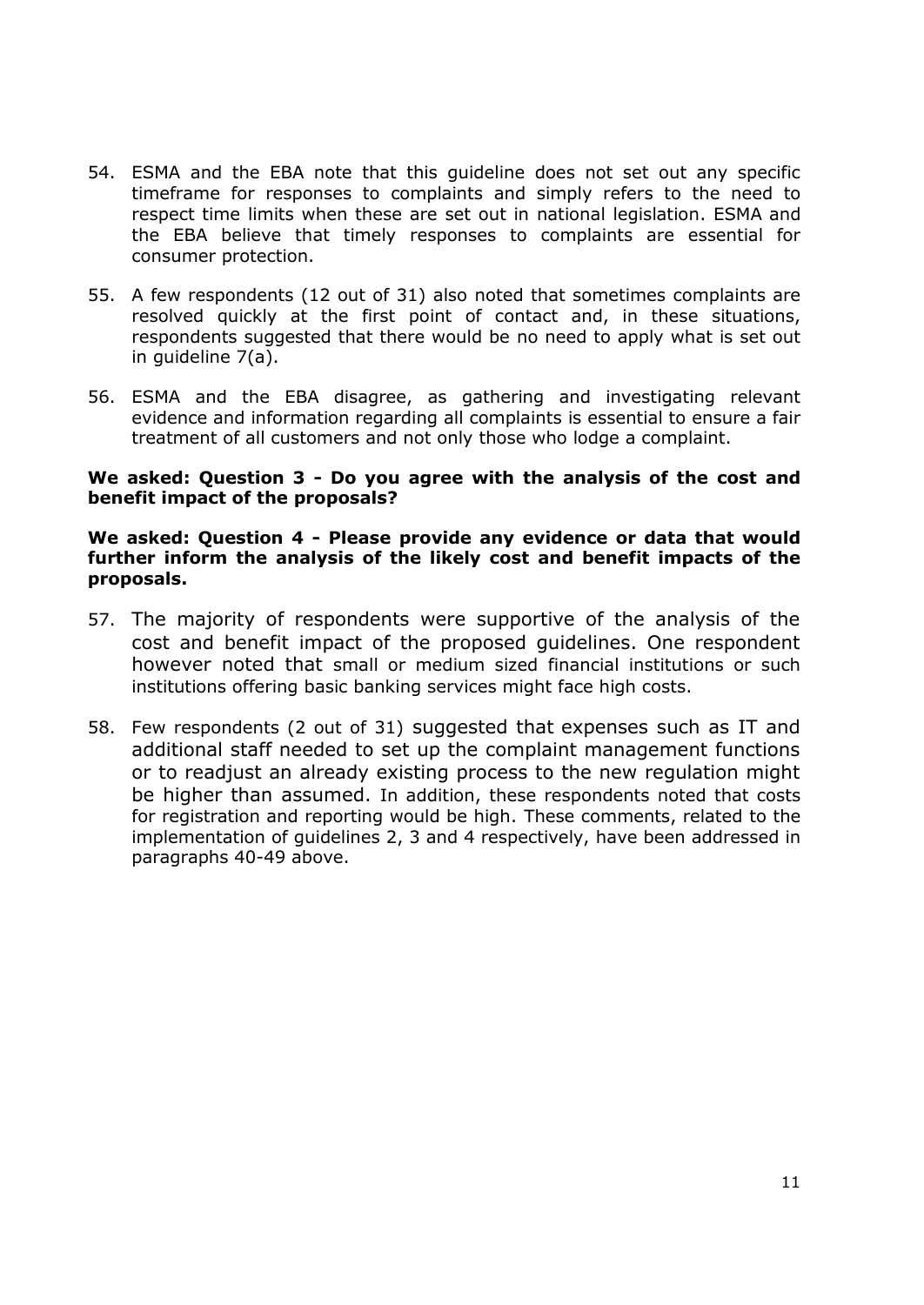54. ESMA and the EBA note that this guideline does not set out any specific timeframe for responses to complaints and simply refers to the need to respect time limits when these are set out in national legislation. ESMA and the EBA believe that timely responses to complaints are essential for consumer protection.

55. A few respondents (12 out of 31) also noted that sometimes complaints are resolved quickly at the first point of contact and, in these situations, respondents suggested that there would be no need to apply what is set out in guideline 7(a).

56. ESMA and the EBA disagree, as gathering and investigating relevant evidence and information regarding all complaints is essential to ensure a fair treatment of all customers and not only those who lodge a complaint.

**We asked: Question 3 - Do you agree with the analysis of the cost and benefit impact of the proposals?**

**We asked: Question 4 - Please provide any evidence or data that would further inform the analysis of the likely cost and benefit impacts of the proposals.**

57. The majority of respondents were supportive of the analysis of the cost and benefit impact of the proposed guidelines. One respondent however noted that small or medium sized financial institutions or such institutions offering basic banking services might face high costs.

58. Few respondents (2 out of 31) suggested that expenses such as IT and additional staff needed to set up the complaint management functions or to readjust an already existing process to the new regulation might be higher than assumed. In addition, these respondents noted that costs for registration and reporting would be high. These comments, related to the implementation of guidelines 2, 3 and 4 respectively, have been addressed in paragraphs 40-49 above.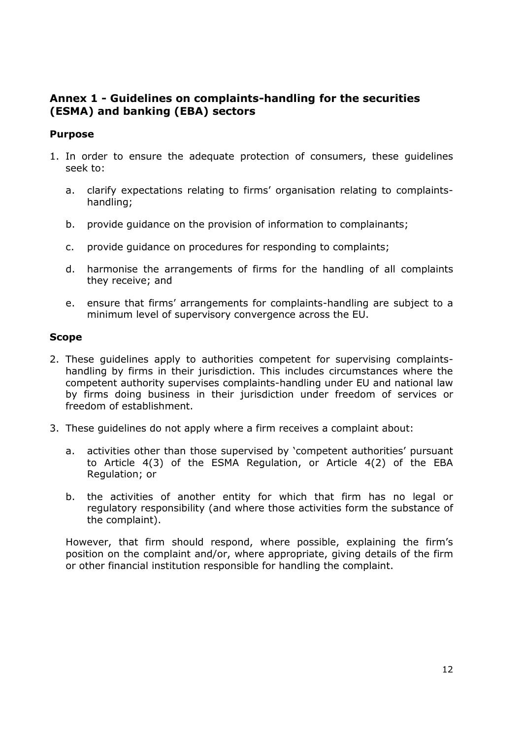## Annex 1 - Guidelines on complaints-handling for the securities (ESMA) and banking (EBA) sectors

### Purpose

1. In order to ensure the adequate protection of consumers, these guidelines seek to:

   a. clarify expectations relating to firms' organisation relating to complaints-handling;

   b. provide guidance on the provision of information to complainants;

   c. provide guidance on procedures for responding to complaints;

   d. harmonise the arrangements of firms for the handling of all complaints they receive; and

   e. ensure that firms' arrangements for complaints-handling are subject to a minimum level of supervisory convergence across the EU.

### Scope

2. These guidelines apply to authorities competent for supervising complaints-handling by firms in their jurisdiction. This includes circumstances where the competent authority supervises complaints-handling under EU and national law by firms doing business in their jurisdiction under freedom of services or freedom of establishment.

3. These guidelines do not apply where a firm receives a complaint about:

   a. activities other than those supervised by 'competent authorities' pursuant to Article 4(3) of the ESMA Regulation, or Article 4(2) of the EBA Regulation; or

   b. the activities of another entity for which that firm has no legal or regulatory responsibility (and where those activities form the substance of the complaint).

   However, that firm should respond, where possible, explaining the firm's position on the complaint and/or, where appropriate, giving details of the firm or other financial institution responsible for handling the complaint.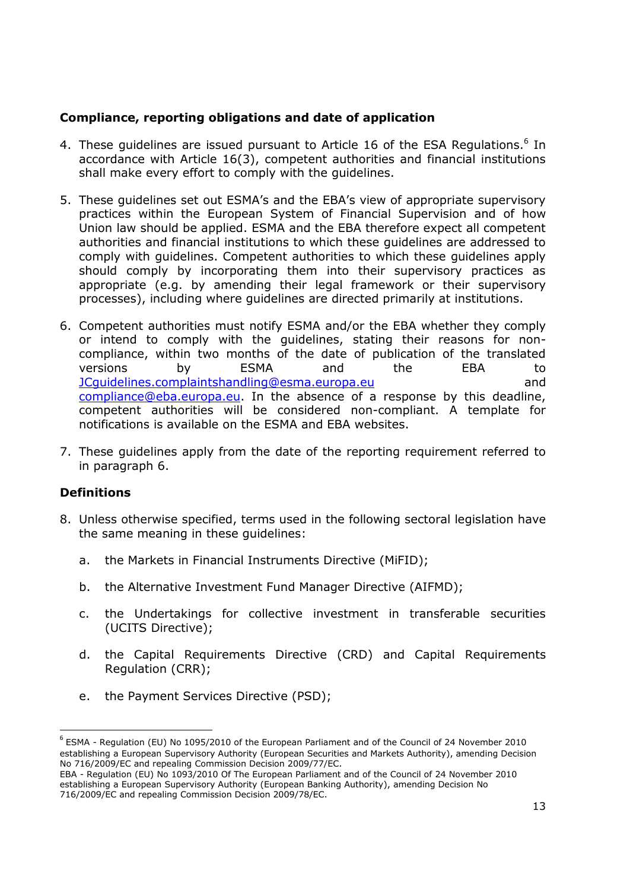**Compliance, reporting obligations and date of application**

4. These guidelines are issued pursuant to Article 16 of the ESA Regulations.[6] In accordance with Article 16(3), competent authorities and financial institutions shall make every effort to comply with the guidelines.

5. These guidelines set out ESMA's and the EBA's view of appropriate supervisory practices within the European System of Financial Supervision and of how Union law should be applied. ESMA and the EBA therefore expect all competent authorities and financial institutions to which these guidelines are addressed to comply with guidelines. Competent authorities to which these guidelines apply should comply by incorporating them into their supervisory practices as appropriate (e.g. by amending their legal framework or their supervisory processes), including where guidelines are directed primarily at institutions.

6. Competent authorities must notify ESMA and/or the EBA whether they comply or intend to comply with the guidelines, stating their reasons for non-compliance, within two months of the date of publication of the translated versions by ESMA and the EBA to JCguidelines.complaintshandling@esma.europa.eu and compliance@eba.europa.eu. In the absence of a response by this deadline, competent authorities will be considered non-compliant. A template for notifications is available on the ESMA and EBA websites.

7. These guidelines apply from the date of the reporting requirement referred to in paragraph 6.

**Definitions**

8. Unless otherwise specified, terms used in the following sectoral legislation have the same meaning in these guidelines:

   a. the Markets in Financial Instruments Directive (MiFID);

   b. the Alternative Investment Fund Manager Directive (AIFMD);

   c. the Undertakings for collective investment in transferable securities (UCITS Directive);

   d. the Capital Requirements Directive (CRD) and Capital Requirements Regulation (CRR);

   e. the Payment Services Directive (PSD);

---

[6] ESMA - Regulation (EU) No 1095/2010 of the European Parliament and of the Council of 24 November 2010 establishing a European Supervisory Authority (European Securities and Markets Authority), amending Decision No 716/2009/EC and repealing Commission Decision 2009/77/EC.
EBA - Regulation (EU) No 1093/2010 Of The European Parliament and of the Council of 24 November 2010 establishing a European Supervisory Authority (European Banking Authority), amending Decision No 716/2009/EC and repealing Commission Decision 2009/78/EC.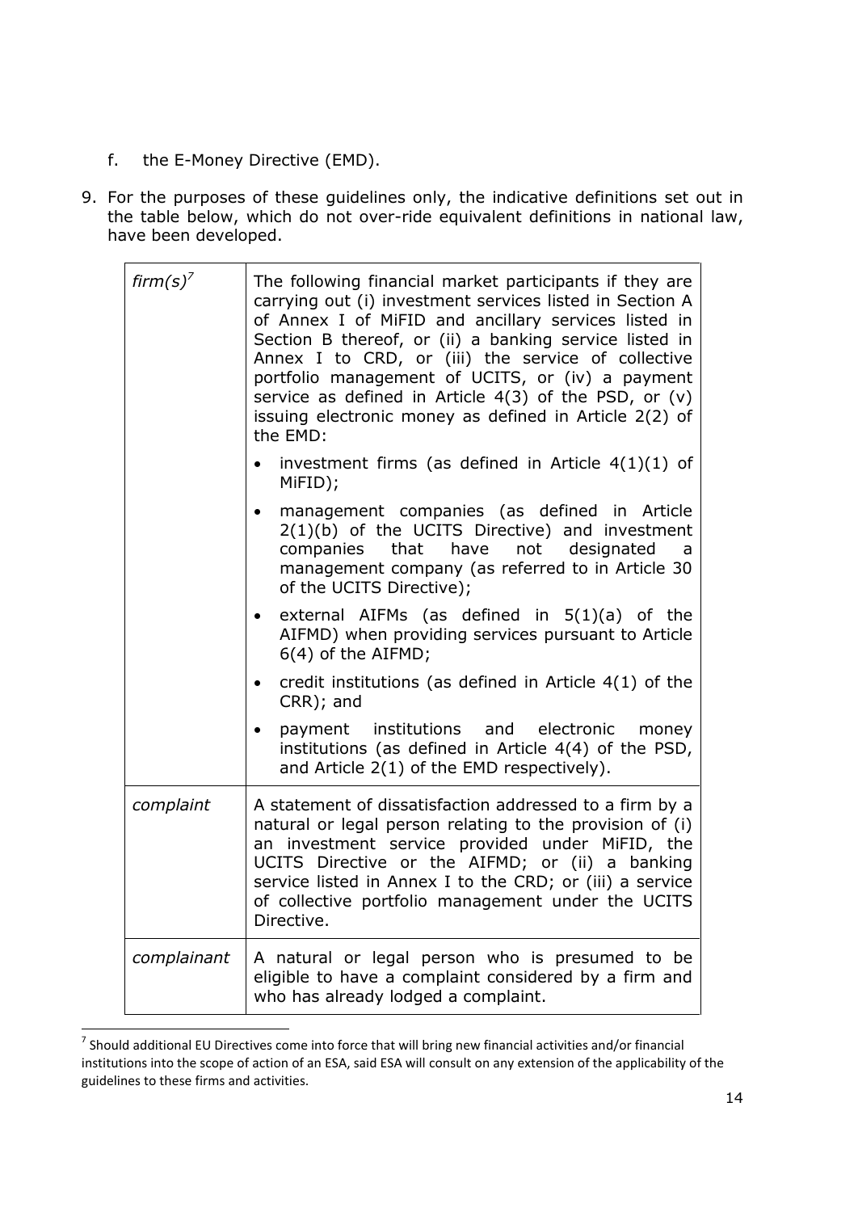f. the E-Money Directive (EMD).

9. For the purposes of these guidelines only, the indicative definitions set out in the table below, which do not over-ride equivalent definitions in national law, have been developed.

| | |
|---|---|
| *firm(s)*[7] | The following financial market participants if they are carrying out (i) investment services listed in Section A of Annex I of MiFID and ancillary services listed in Section B thereof, or (ii) a banking service listed in Annex I to CRD, or (iii) the service of collective portfolio management of UCITS, or (iv) a payment service as defined in Article 4(3) of the PSD, or (v) issuing electronic money as defined in Article 2(2) of the EMD:<br>• investment firms (as defined in Article 4(1)(1) of MiFID);<br>• management companies (as defined in Article 2(1)(b) of the UCITS Directive) and investment companies that have not designated a management company (as referred to in Article 30 of the UCITS Directive);<br>• external AIFMs (as defined in 5(1)(a) of the AIFMD) when providing services pursuant to Article 6(4) of the AIFMD;<br>• credit institutions (as defined in Article 4(1) of the CRR); and<br>• payment institutions and electronic money institutions (as defined in Article 4(4) of the PSD, and Article 2(1) of the EMD respectively). |
| *complaint* | A statement of dissatisfaction addressed to a firm by a natural or legal person relating to the provision of (i) an investment service provided under MiFID, the UCITS Directive or the AIFMD; or (ii) a banking service listed in Annex I to the CRD; or (iii) a service of collective portfolio management under the UCITS Directive. |
| *complainant* | A natural or legal person who is presumed to be eligible to have a complaint considered by a firm and who has already lodged a complaint. |

[7] Should additional EU Directives come into force that will bring new financial activities and/or financial institutions into the scope of action of an ESA, said ESA will consult on any extension of the applicability of the guidelines to these firms and activities.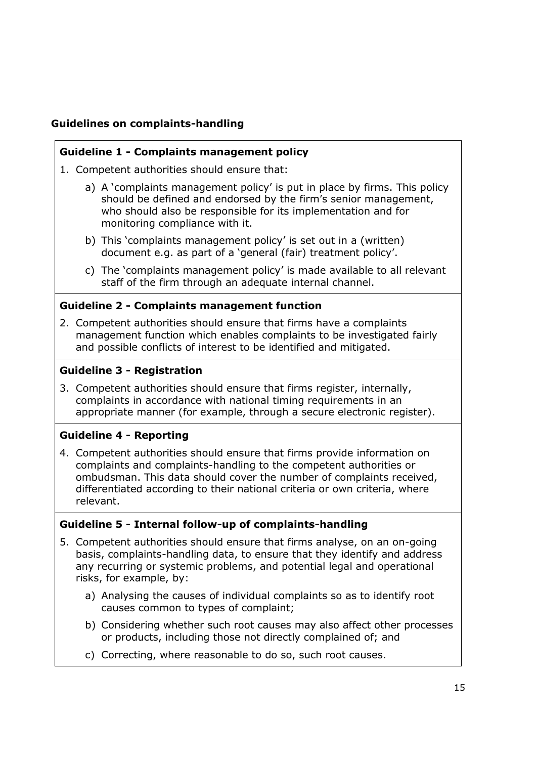## Guidelines on complaints-handling

### Guideline 1 - Complaints management policy

1. Competent authorities should ensure that:

   a) A 'complaints management policy' is put in place by firms. This policy should be defined and endorsed by the firm's senior management, who should also be responsible for its implementation and for monitoring compliance with it.

   b) This 'complaints management policy' is set out in a (written) document e.g. as part of a 'general (fair) treatment policy'.

   c) The 'complaints management policy' is made available to all relevant staff of the firm through an adequate internal channel.

### Guideline 2 - Complaints management function

2. Competent authorities should ensure that firms have a complaints management function which enables complaints to be investigated fairly and possible conflicts of interest to be identified and mitigated.

### Guideline 3 - Registration

3. Competent authorities should ensure that firms register, internally, complaints in accordance with national timing requirements in an appropriate manner (for example, through a secure electronic register).

### Guideline 4 - Reporting

4. Competent authorities should ensure that firms provide information on complaints and complaints-handling to the competent authorities or ombudsman. This data should cover the number of complaints received, differentiated according to their national criteria or own criteria, where relevant.

### Guideline 5 - Internal follow-up of complaints-handling

5. Competent authorities should ensure that firms analyse, on an on-going basis, complaints-handling data, to ensure that they identify and address any recurring or systemic problems, and potential legal and operational risks, for example, by:

   a) Analysing the causes of individual complaints so as to identify root causes common to types of complaint;

   b) Considering whether such root causes may also affect other processes or products, including those not directly complained of; and

   c) Correcting, where reasonable to do so, such root causes.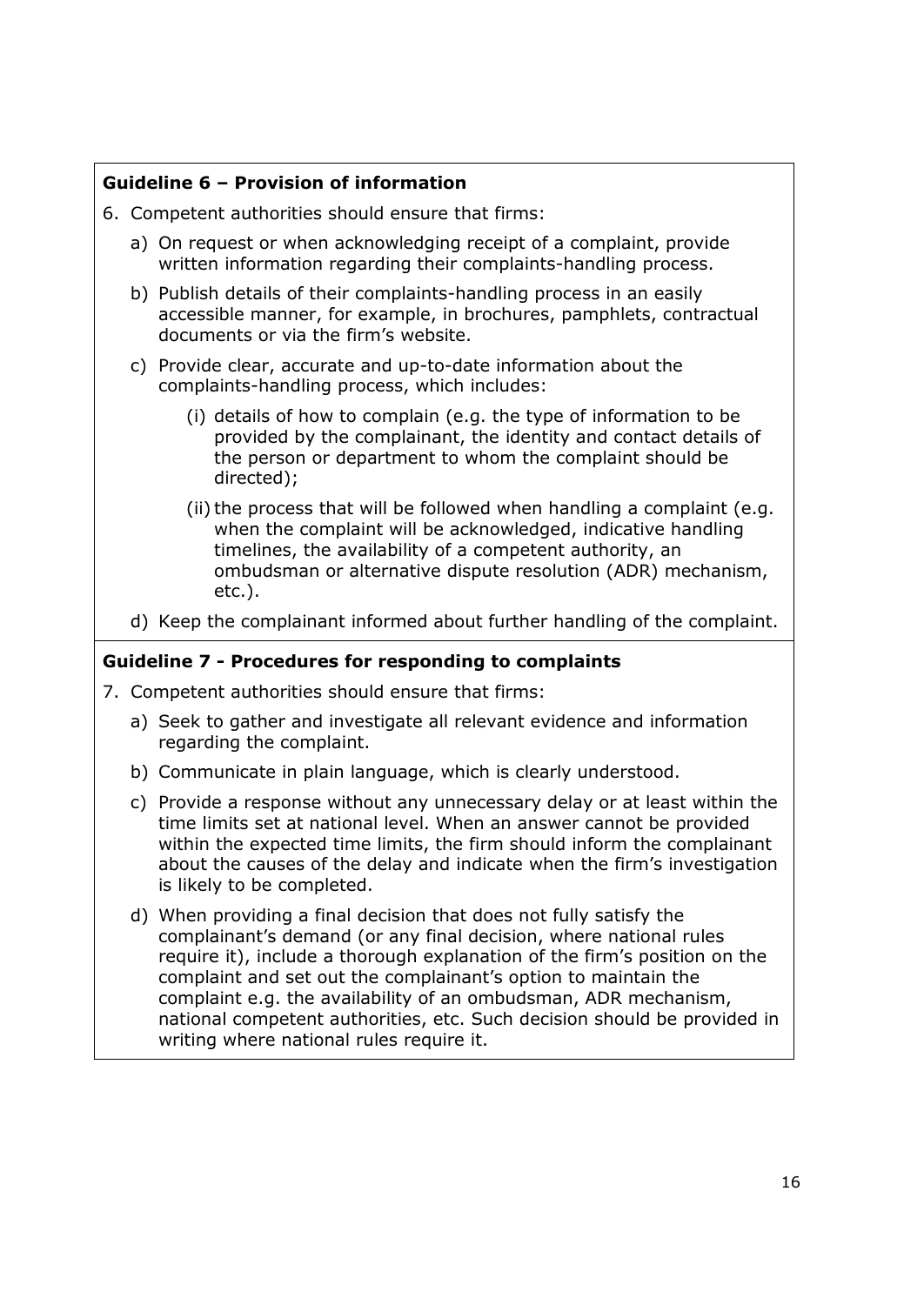**Guideline 6 – Provision of information**

6. Competent authorities should ensure that firms:

   a) On request or when acknowledging receipt of a complaint, provide written information regarding their complaints-handling process.

   b) Publish details of their complaints-handling process in an easily accessible manner, for example, in brochures, pamphlets, contractual documents or via the firm's website.

   c) Provide clear, accurate and up-to-date information about the complaints-handling process, which includes:

      (i) details of how to complain (e.g. the type of information to be provided by the complainant, the identity and contact details of the person or department to whom the complaint should be directed);

      (ii) the process that will be followed when handling a complaint (e.g. when the complaint will be acknowledged, indicative handling timelines, the availability of a competent authority, an ombudsman or alternative dispute resolution (ADR) mechanism, etc.).

   d) Keep the complainant informed about further handling of the complaint.

**Guideline 7 - Procedures for responding to complaints**

7. Competent authorities should ensure that firms:

   a) Seek to gather and investigate all relevant evidence and information regarding the complaint.

   b) Communicate in plain language, which is clearly understood.

   c) Provide a response without any unnecessary delay or at least within the time limits set at national level. When an answer cannot be provided within the expected time limits, the firm should inform the complainant about the causes of the delay and indicate when the firm's investigation is likely to be completed.

   d) When providing a final decision that does not fully satisfy the complainant's demand (or any final decision, where national rules require it), include a thorough explanation of the firm's position on the complaint and set out the complainant's option to maintain the complaint e.g. the availability of an ombudsman, ADR mechanism, national competent authorities, etc. Such decision should be provided in writing where national rules require it.